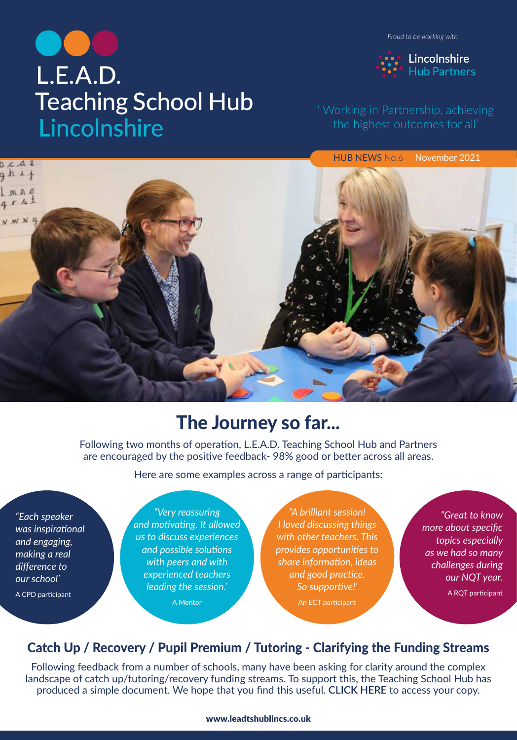# L.E.A.D. Teaching School Hub Lincolnshire

*Proud to be working with*

**Lincolnshire Hub Partners**

' Working in Partnership, achieving the highest outcomes for all'

HUB NEWS No.6 November 2021

## The Journey so far...

Following two months of operation, L.E.A.D. Teaching School Hub and Partners are encouraged by the positive feedback- 98% good or better across all areas.

Here are some examples across a range of participants:

*"Each speaker was inspirational and engaging, making a real difference to our school'*

A CPD participant

*"Very reassuring and motivating. It allowed us to discuss experiences and possible solutions with peers and with experienced teachers leading the session.'*

A Mentor

*"A brilliant session! I loved discussing things with other teachers. This provides opportunities to share information, ideas and good practice. So supportive!'*

An ECT participant

*"Great to know more about specific topics especially as we had so many challenges during our NQT year.*

A RQT participant

## Catch Up / Recovery / Pupil Premium / Tutoring - Clarifying the Funding Streams

Following feedback from a number of schools, many have been asking for clarity around the complex landscape of catch up/tutoring/recovery funding streams. To support this, the Teaching School Hub has produced a simple document. We hope that you find this useful. **CLICK HERE** to access your copy.

**www.leadtshublincs.co.uk**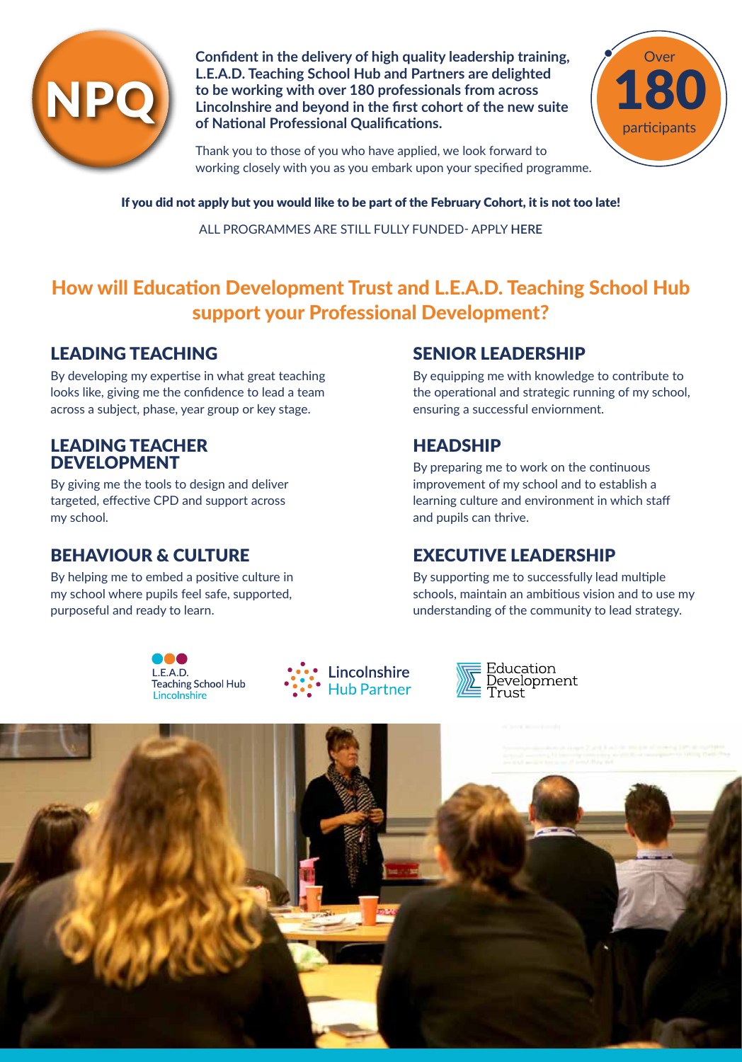NPQ

**Confident in the delivery of high quality leadership training, L.E.A.D. Teaching School Hub and Partners are delighted to be working with over 180 professionals from across Lincolnshire and beyond in the first cohort of the new suite of National Professional Qualifications.**

Over **180** participants

Thank you to those of you who have applied, we look forward to working closely with you as you embark upon your specified programme.

**If you did not apply but you would like to be part of the February Cohort, it is not too late!**

ALL PROGRAMMES ARE STILL FULLY FUNDED- APPLY **HERE**

## How will Education Development Trust and L.E.A.D. Teaching School Hub support your Professional Development?

### LEADING TEACHING

By developing my expertise in what great teaching looks like, giving me the confidence to lead a team across a subject, phase, year group or key stage.

### LEADING TEACHER DEVELOPMENT

By giving me the tools to design and deliver targeted, effective CPD and support across my school.

### BEHAVIOUR & CULTURE

By helping me to embed a positive culture in my school where pupils feel safe, supported, purposeful and ready to learn.

### SENIOR LEADERSHIP

By equipping me with knowledge to contribute to the operational and strategic running of my school, ensuring a successful enviornment.

### HEADSHIP

By preparing me to work on the continuous improvement of my school and to establish a learning culture and environment in which staff and pupils can thrive.

### EXECUTIVE LEADERSHIP

By supporting me to successfully lead multiple schools, maintain an ambitious vision and to use my understanding of the community to lead strategy.

L.E.A.D. Teaching School Hub Lincolnshire

Lincolnshire Hub Partner

Education Development Trust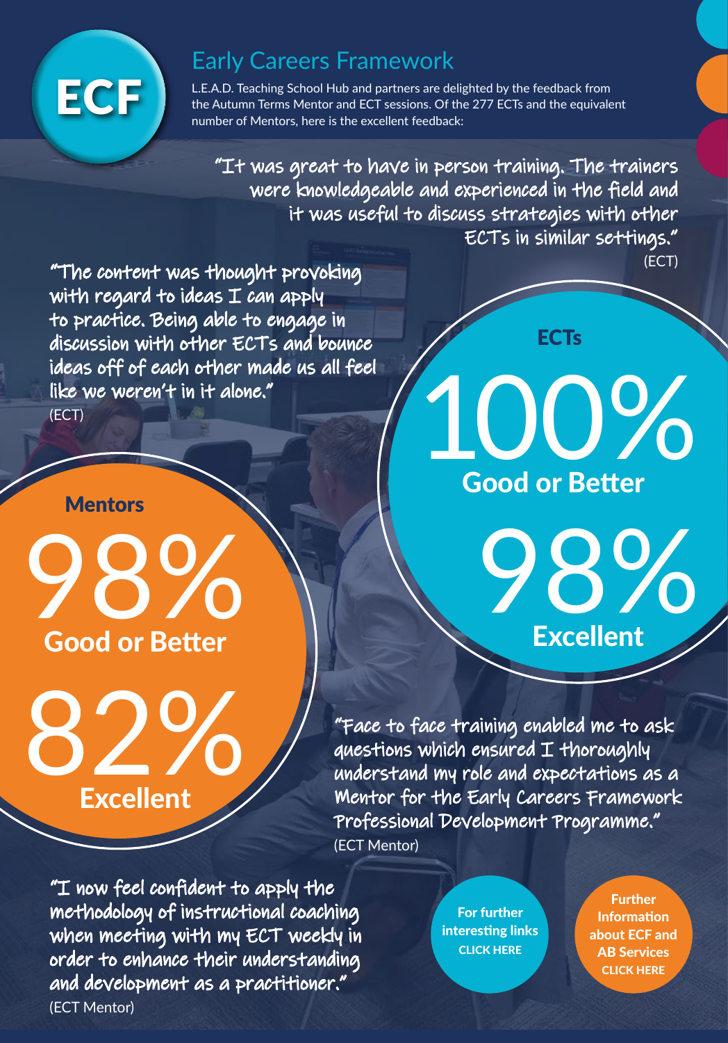# ECF

## Early Careers Framework

L.E.A.D. Teaching School Hub and partners are delighted by the feedback from the Autumn Terms Mentor and ECT sessions. Of the 277 ECTs and the equivalent number of Mentors, here is the excellent feedback:

"It was great to have in person training. The trainers were knowledgeable and experienced in the field and it was useful to discuss strategies with other ECTs in similar settings."
(ECT)

"The content was thought provoking with regard to ideas I can apply to practice. Being able to engage in discussion with other ECTs and bounce ideas off of each other made us all feel like we weren't in it alone."
(ECT)

### ECTs

**100%** Good or Better

**98%** Excellent

### Mentors

**98%** Good or Better

**82%** Excellent

"Face to face training enabled me to ask questions which ensured I thoroughly understand my role and expectations as a Mentor for the Early Careers Framework Professional Development Programme."
(ECT Mentor)

"I now feel confident to apply the methodology of instructional coaching when meeting with my ECT weekly in order to enhance their understanding and development as a practitioner."
(ECT Mentor)

**For further interesting links**
CLICK HERE

**Further Information about ECF and AB Services**
CLICK HERE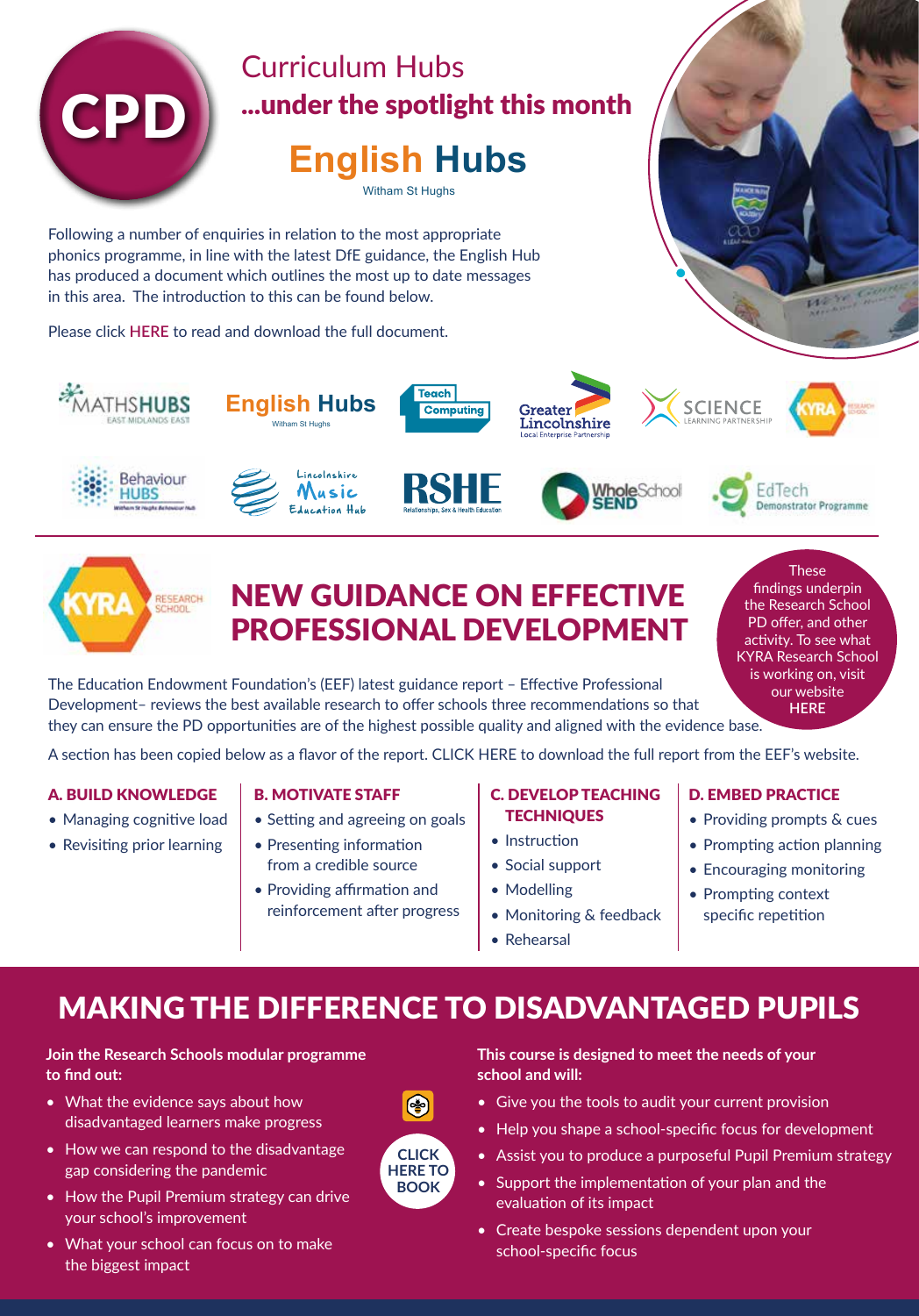CPD

# Curriculum Hubs

## ...under the spotlight this month

## English Hubs

Witham St Hughs

Following a number of enquiries in relation to the most appropriate phonics programme, in line with the latest DfE guidance, the English Hub has produced a document which outlines the most up to date messages in this area. The introduction to this can be found below.

Please click HERE to read and download the full document.

MATHSHUBS EAST MIDLANDS EAST

English Hubs Witham St Hughs

Teach Computing

Greater Lincolnshire Local Enterprise Partnership

SCIENCE LEARNING PARTNERSHIP

KYRA RESEARCH SCHOOL

Behaviour HUBS Witham St Hughs Behaviour Hub

Lincolnshire Music Education Hub

RSHE Relationships, Sex & Health Education

WholeSchool SEND

EdTech Demonstrator Programme

KYRA RESEARCH SCHOOL

# NEW GUIDANCE ON EFFECTIVE PROFESSIONAL DEVELOPMENT

These findings underpin the Research School PD offer, and other activity. To see what KYRA Research School is working on, visit our website HERE

The Education Endowment Foundation's (EEF) latest guidance report – Effective Professional Development– reviews the best available research to offer schools three recommendations so that they can ensure the PD opportunities are of the highest possible quality and aligned with the evidence base.

A section has been copied below as a flavor of the report. CLICK HERE to download the full report from the EEF's website.

**A. BUILD KNOWLEDGE**

- Managing cognitive load
- Revisiting prior learning

**B. MOTIVATE STAFF**

- Setting and agreeing on goals
- Presenting information from a credible source
- Providing affirmation and reinforcement after progress

**C. DEVELOP TEACHING TECHNIQUES**

- Instruction
- Social support
- Modelling
- Monitoring & feedback
- Rehearsal

**D. EMBED PRACTICE**

- Providing prompts & cues
- Prompting action planning
- Encouraging monitoring
- Prompting context specific repetition

# MAKING THE DIFFERENCE TO DISADVANTAGED PUPILS

**Join the Research Schools modular programme to find out:**

- What the evidence says about how disadvantaged learners make progress
- How we can respond to the disadvantage gap considering the pandemic
- How the Pupil Premium strategy can drive your school's improvement
- What your school can focus on to make the biggest impact

CLICK HERE TO BOOK

**This course is designed to meet the needs of your school and will:**

- Give you the tools to audit your current provision
- Help you shape a school-specific focus for development
- Assist you to produce a purposeful Pupil Premium strategy
- Support the implementation of your plan and the evaluation of its impact
- Create bespoke sessions dependent upon your school-specific focus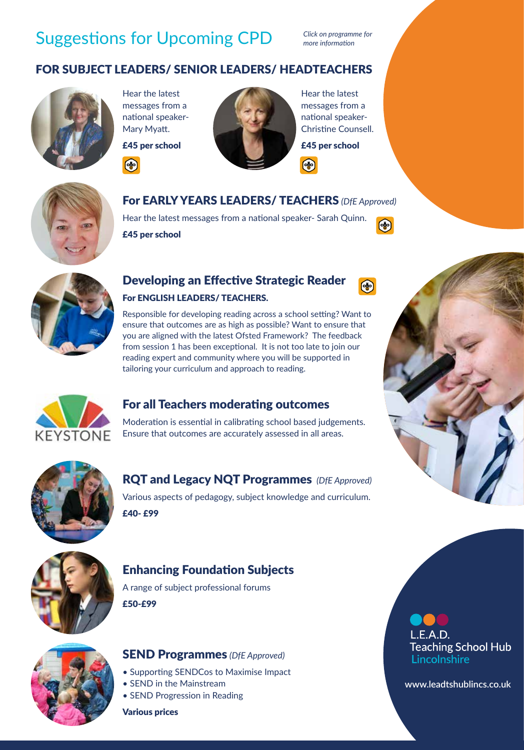# Suggestions for Upcoming CPD

*Click on programme for more information*

## FOR SUBJECT LEADERS/ SENIOR LEADERS/ HEADTEACHERS

Hear the latest messages from a national speaker- Mary Myatt.

**£45 per school**

Hear the latest messages from a national speaker- Christine Counsell.

**£45 per school**

## For EARLY YEARS LEADERS/ TEACHERS *(DfE Approved)*

Hear the latest messages from a national speaker- Sarah Quinn.

**£45 per school**

## Developing an Effective Strategic Reader

**For ENGLISH LEADERS/ TEACHERS.**

Responsible for developing reading across a school setting? Want to ensure that outcomes are as high as possible? Want to ensure that you are aligned with the latest Ofsted Framework? The feedback from session 1 has been exceptional. It is not too late to join our reading expert and community where you will be supported in tailoring your curriculum and approach to reading.

KEYSTONE

## For all Teachers moderating outcomes

Moderation is essential in calibrating school based judgements. Ensure that outcomes are accurately assessed in all areas.

## RQT and Legacy NQT Programmes *(DfE Approved)*

Various aspects of pedagogy, subject knowledge and curriculum.

**£40- £99**

## Enhancing Foundation Subjects

A range of subject professional forums

**£50-£99**

## SEND Programmes *(DfE Approved)*

- Supporting SENDCos to Maximise Impact
- SEND in the Mainstream
- SEND Progression in Reading

**Various prices**

L.E.A.D.
Teaching School Hub
Lincolnshire

www.leadtshublincs.co.uk